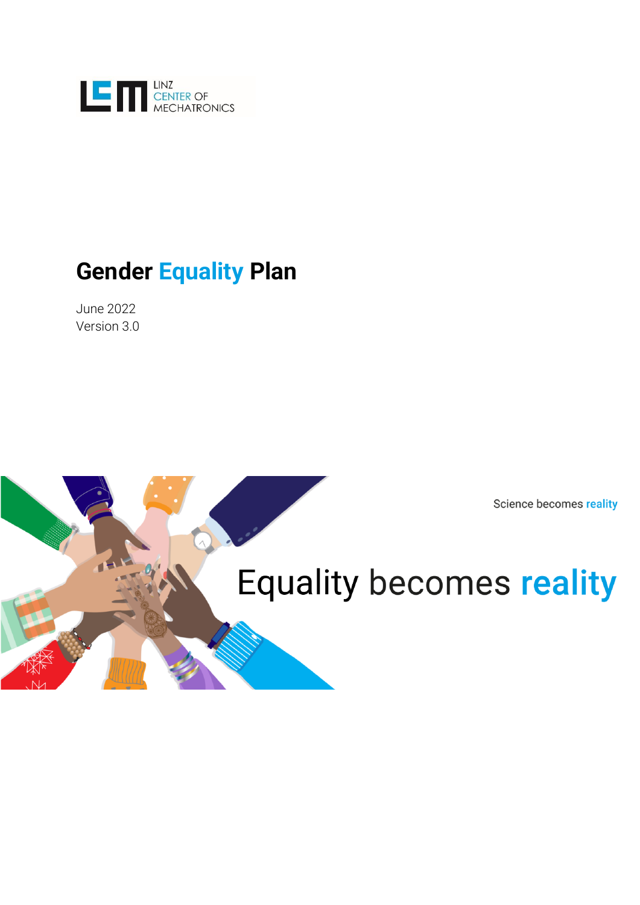LINZ CENTER OF MECHATRONICS

# Gender Equality Plan

June 2022
Version 3.0

Science becomes reality

Equality becomes reality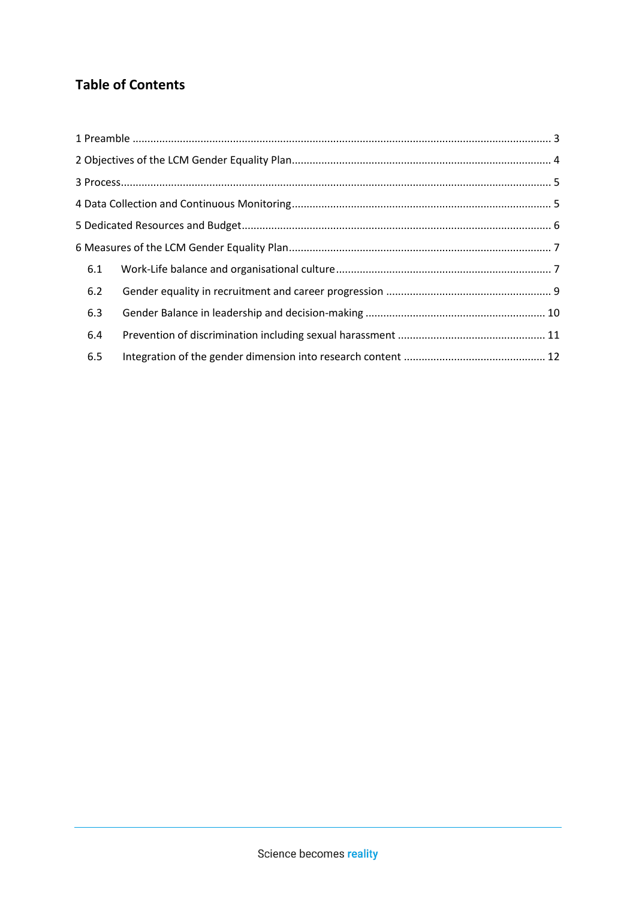## Table of Contents

1 Preamble ........................................................................................................................................ 3

2 Objectives of the LCM Gender Equality Plan..................................................................................... 4

3 Process............................................................................................................................................. 5

4 Data Collection and Continuous Monitoring...................................................................................... 5

5 Dedicated Resources and Budget...................................................................................................... 6

6 Measures of the LCM Gender Equality Plan....................................................................................... 7

- 6.1 Work-Life balance and organisational culture....................................................................... 7
- 6.2 Gender equality in recruitment and career progression ....................................................... 9
- 6.3 Gender Balance in leadership and decision-making ........................................................... 10
- 6.4 Prevention of discrimination including sexual harassment ................................................. 11
- 6.5 Integration of the gender dimension into research content ............................................... 12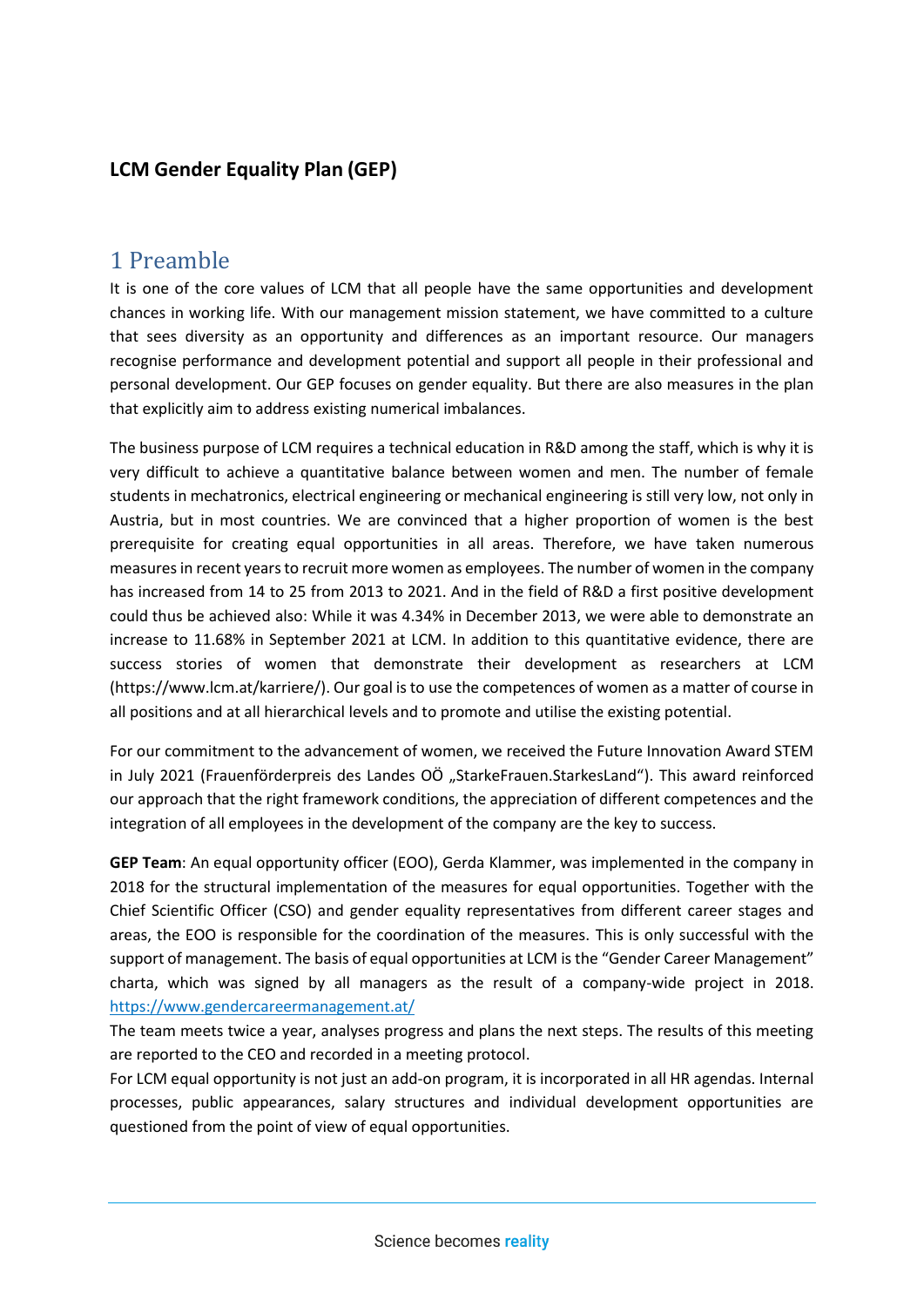**LCM Gender Equality Plan (GEP)**

# 1 Preamble

It is one of the core values of LCM that all people have the same opportunities and development chances in working life. With our management mission statement, we have committed to a culture that sees diversity as an opportunity and differences as an important resource. Our managers recognise performance and development potential and support all people in their professional and personal development. Our GEP focuses on gender equality. But there are also measures in the plan that explicitly aim to address existing numerical imbalances.

The business purpose of LCM requires a technical education in R&D among the staff, which is why it is very difficult to achieve a quantitative balance between women and men. The number of female students in mechatronics, electrical engineering or mechanical engineering is still very low, not only in Austria, but in most countries. We are convinced that a higher proportion of women is the best prerequisite for creating equal opportunities in all areas. Therefore, we have taken numerous measures in recent years to recruit more women as employees. The number of women in the company has increased from 14 to 25 from 2013 to 2021. And in the field of R&D a first positive development could thus be achieved also: While it was 4.34% in December 2013, we were able to demonstrate an increase to 11.68% in September 2021 at LCM. In addition to this quantitative evidence, there are success stories of women that demonstrate their development as researchers at LCM (https://www.lcm.at/karriere/). Our goal is to use the competences of women as a matter of course in all positions and at all hierarchical levels and to promote and utilise the existing potential.

For our commitment to the advancement of women, we received the Future Innovation Award STEM in July 2021 (Frauenförderpreis des Landes OÖ „StarkeFrauen.StarkesLand"). This award reinforced our approach that the right framework conditions, the appreciation of different competences and the integration of all employees in the development of the company are the key to success.

**GEP Team**: An equal opportunity officer (EOO), Gerda Klammer, was implemented in the company in 2018 for the structural implementation of the measures for equal opportunities. Together with the Chief Scientific Officer (CSO) and gender equality representatives from different career stages and areas, the EOO is responsible for the coordination of the measures. This is only successful with the support of management. The basis of equal opportunities at LCM is the "Gender Career Management" charta, which was signed by all managers as the result of a company-wide project in 2018. https://www.gendercareermanagement.at/

The team meets twice a year, analyses progress and plans the next steps. The results of this meeting are reported to the CEO and recorded in a meeting protocol.

For LCM equal opportunity is not just an add-on program, it is incorporated in all HR agendas. Internal processes, public appearances, salary structures and individual development opportunities are questioned from the point of view of equal opportunities.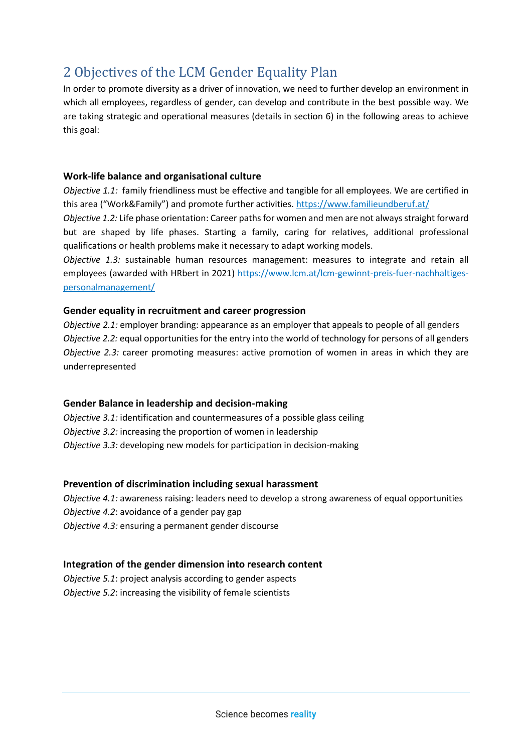## 2 Objectives of the LCM Gender Equality Plan

In order to promote diversity as a driver of innovation, we need to further develop an environment in which all employees, regardless of gender, can develop and contribute in the best possible way. We are taking strategic and operational measures (details in section 6) in the following areas to achieve this goal:

**Work-life balance and organisational culture**

*Objective 1.1:* family friendliness must be effective and tangible for all employees. We are certified in this area ("Work&Family") and promote further activities. https://www.familieundberuf.at/

*Objective 1.2:* Life phase orientation: Career paths for women and men are not always straight forward but are shaped by life phases. Starting a family, caring for relatives, additional professional qualifications or health problems make it necessary to adapt working models.

*Objective 1.3:* sustainable human resources management: measures to integrate and retain all employees (awarded with HRbert in 2021) https://www.lcm.at/lcm-gewinnt-preis-fuer-nachhaltiges-personalmanagement/

**Gender equality in recruitment and career progression**

*Objective 2.1:* employer branding: appearance as an employer that appeals to people of all genders

*Objective 2.2:* equal opportunities for the entry into the world of technology for persons of all genders

*Objective 2.3:* career promoting measures: active promotion of women in areas in which they are underrepresented

**Gender Balance in leadership and decision-making**

*Objective 3.1:* identification and countermeasures of a possible glass ceiling

*Objective 3.2:* increasing the proportion of women in leadership

*Objective 3.3:* developing new models for participation in decision-making

**Prevention of discrimination including sexual harassment**

*Objective 4.1:* awareness raising: leaders need to develop a strong awareness of equal opportunities

*Objective 4.2*: avoidance of a gender pay gap

*Objective 4.3:* ensuring a permanent gender discourse

**Integration of the gender dimension into research content**

*Objective 5.1*: project analysis according to gender aspects

*Objective 5.2*: increasing the visibility of female scientists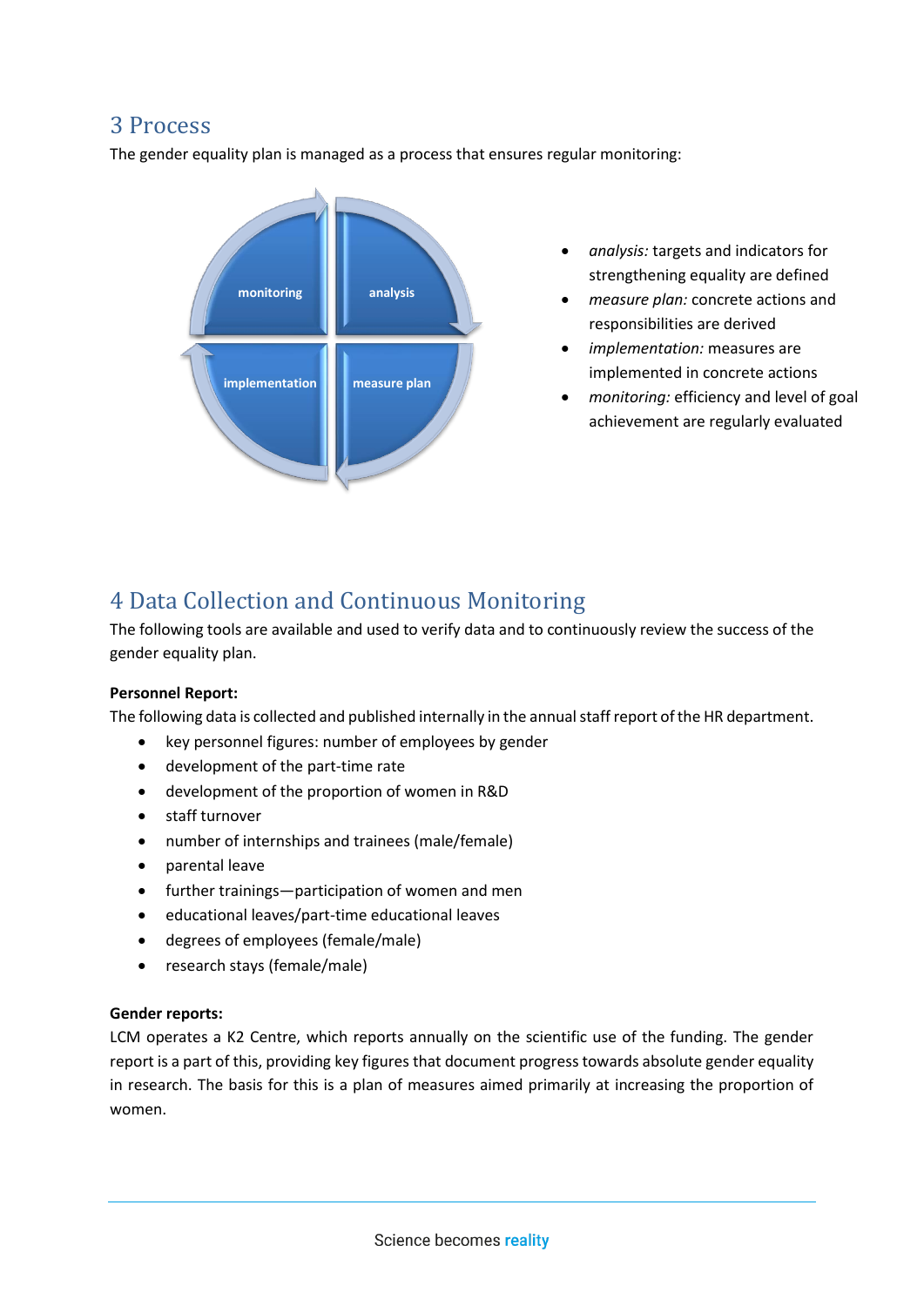## 3 Process

The gender equality plan is managed as a process that ensures regular monitoring:

- *analysis:* targets and indicators for strengthening equality are defined
- *measure plan:* concrete actions and responsibilities are derived
- *implementation:* measures are implemented in concrete actions
- *monitoring:* efficiency and level of goal achievement are regularly evaluated

## 4 Data Collection and Continuous Monitoring

The following tools are available and used to verify data and to continuously review the success of the gender equality plan.

**Personnel Report:**

The following data is collected and published internally in the annual staff report of the HR department.

- key personnel figures: number of employees by gender
- development of the part-time rate
- development of the proportion of women in R&D
- staff turnover
- number of internships and trainees (male/female)
- parental leave
- further trainings—participation of women and men
- educational leaves/part-time educational leaves
- degrees of employees (female/male)
- research stays (female/male)

**Gender reports:**

LCM operates a K2 Centre, which reports annually on the scientific use of the funding. The gender report is a part of this, providing key figures that document progress towards absolute gender equality in research. The basis for this is a plan of measures aimed primarily at increasing the proportion of women.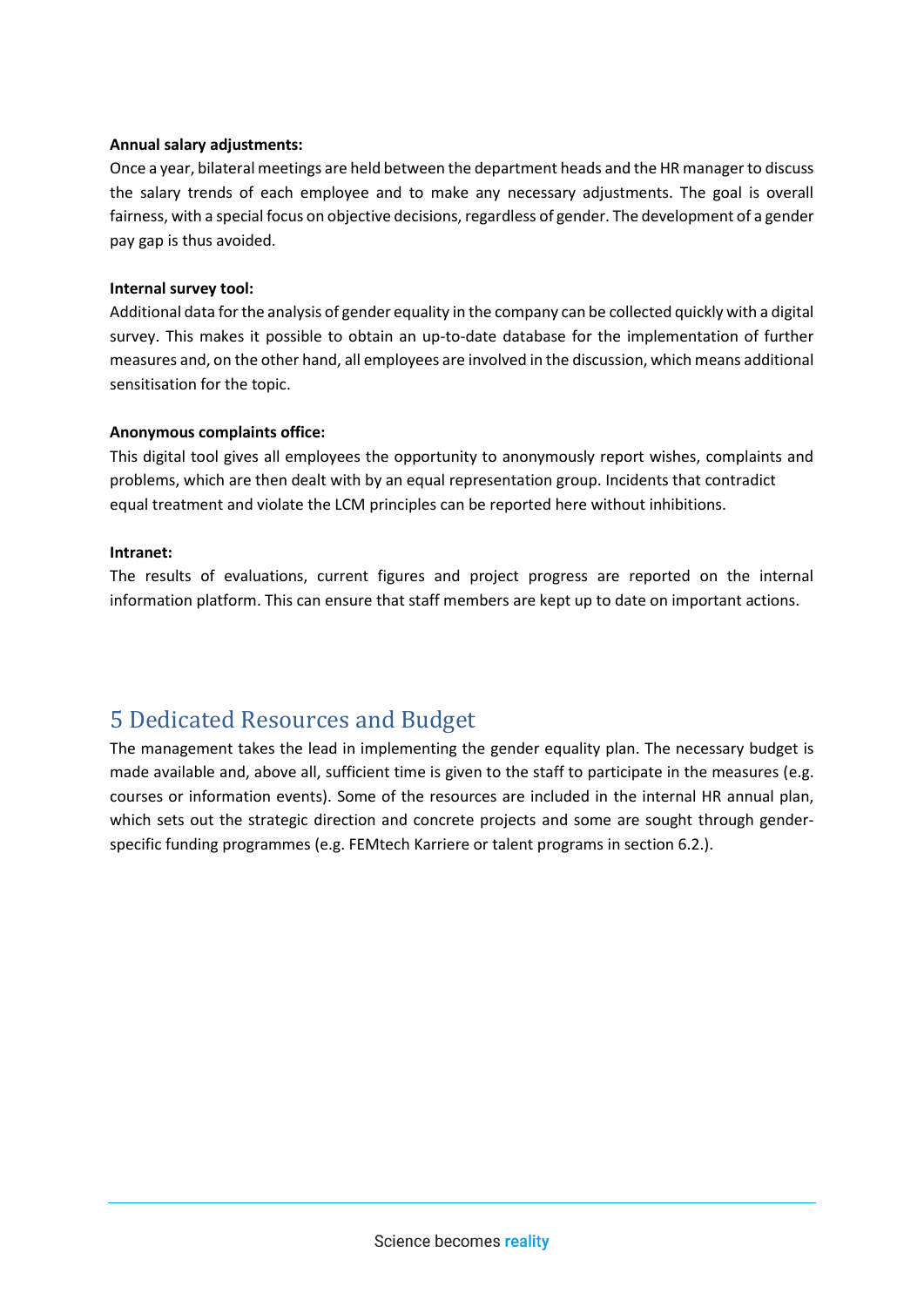**Annual salary adjustments:**

Once a year, bilateral meetings are held between the department heads and the HR manager to discuss the salary trends of each employee and to make any necessary adjustments. The goal is overall fairness, with a special focus on objective decisions, regardless of gender. The development of a gender pay gap is thus avoided.

**Internal survey tool:**

Additional data for the analysis of gender equality in the company can be collected quickly with a digital survey. This makes it possible to obtain an up-to-date database for the implementation of further measures and, on the other hand, all employees are involved in the discussion, which means additional sensitisation for the topic.

**Anonymous complaints office:**

This digital tool gives all employees the opportunity to anonymously report wishes, complaints and problems, which are then dealt with by an equal representation group. Incidents that contradict equal treatment and violate the LCM principles can be reported here without inhibitions.

**Intranet:**

The results of evaluations, current figures and project progress are reported on the internal information platform. This can ensure that staff members are kept up to date on important actions.

## 5 Dedicated Resources and Budget

The management takes the lead in implementing the gender equality plan. The necessary budget is made available and, above all, sufficient time is given to the staff to participate in the measures (e.g. courses or information events). Some of the resources are included in the internal HR annual plan, which sets out the strategic direction and concrete projects and some are sought through gender-specific funding programmes (e.g. FEMtech Karriere or talent programs in section 6.2.).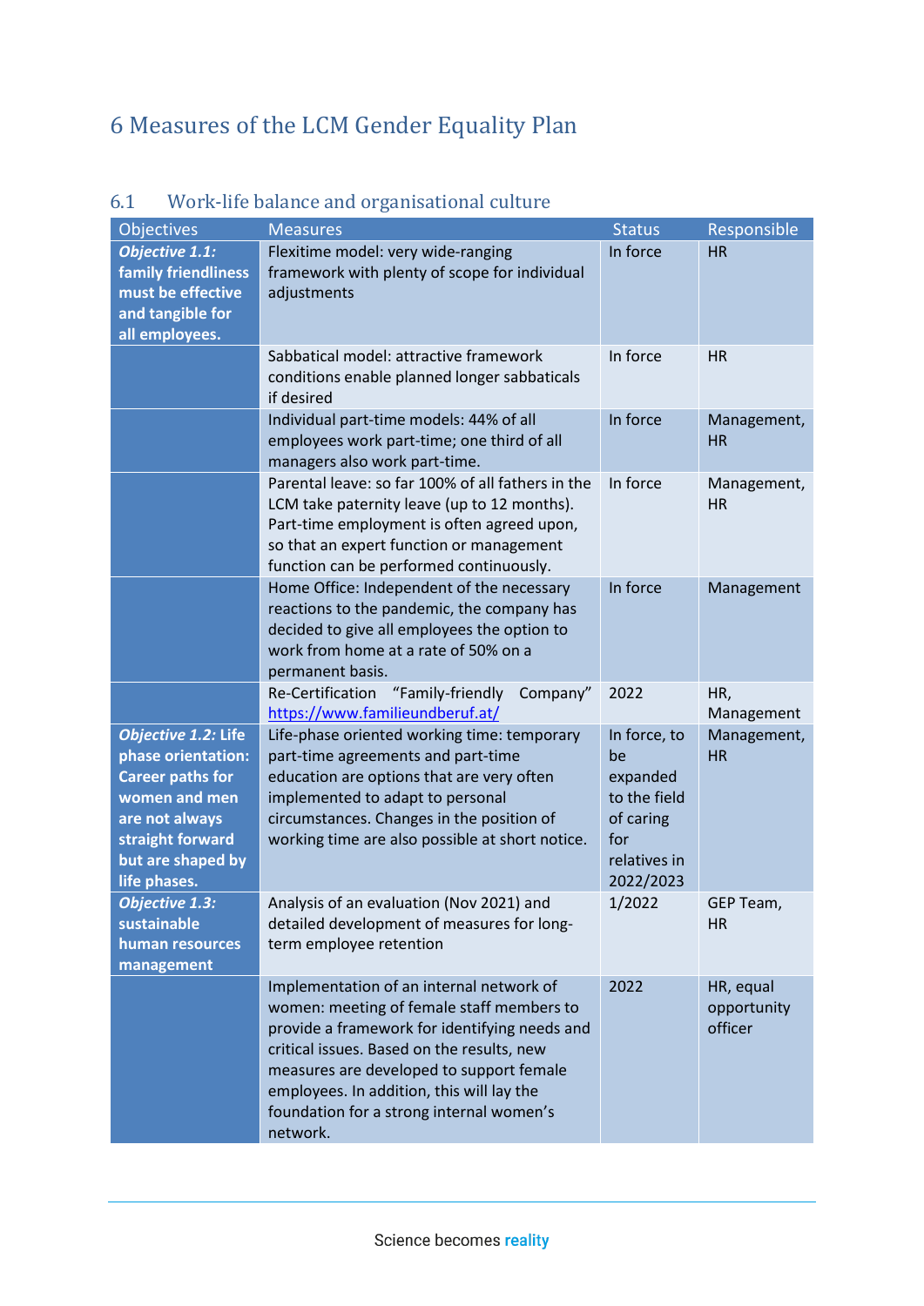# 6 Measures of the LCM Gender Equality Plan

## 6.1 Work-life balance and organisational culture

| Objectives | Measures | Status | Responsible |
|---|---|---|---|
| ***Objective 1.1:* family friendliness must be effective and tangible for all employees.** | Flexitime model: very wide-ranging framework with plenty of scope for individual adjustments | In force | HR |
| | Sabbatical model: attractive framework conditions enable planned longer sabbaticals if desired | In force | HR |
| | Individual part-time models: 44% of all employees work part-time; one third of all managers also work part-time. | In force | Management, HR |
| | Parental leave: so far 100% of all fathers in the LCM take paternity leave (up to 12 months). Part-time employment is often agreed upon, so that an expert function or management function can be performed continuously. | In force | Management, HR |
| | Home Office: Independent of the necessary reactions to the pandemic, the company has decided to give all employees the option to work from home at a rate of 50% on a permanent basis. | In force | Management |
| | Re-Certification "Family-friendly Company" https://www.familieundberuf.at/ | 2022 | HR, Management |
| ***Objective 1.2:* Life phase orientation: Career paths for women and men are not always straight forward but are shaped by life phases.** | Life-phase oriented working time: temporary part-time agreements and part-time education are options that are very often implemented to adapt to personal circumstances. Changes in the position of working time are also possible at short notice. | In force, to be expanded to the field of caring for relatives in 2022/2023 | Management, HR |
| ***Objective 1.3:* sustainable human resources management** | Analysis of an evaluation (Nov 2021) and detailed development of measures for long-term employee retention | 1/2022 | GEP Team, HR |
| | Implementation of an internal network of women: meeting of female staff members to provide a framework for identifying needs and critical issues. Based on the results, new measures are developed to support female employees. In addition, this will lay the foundation for a strong internal women's network. | 2022 | HR, equal opportunity officer |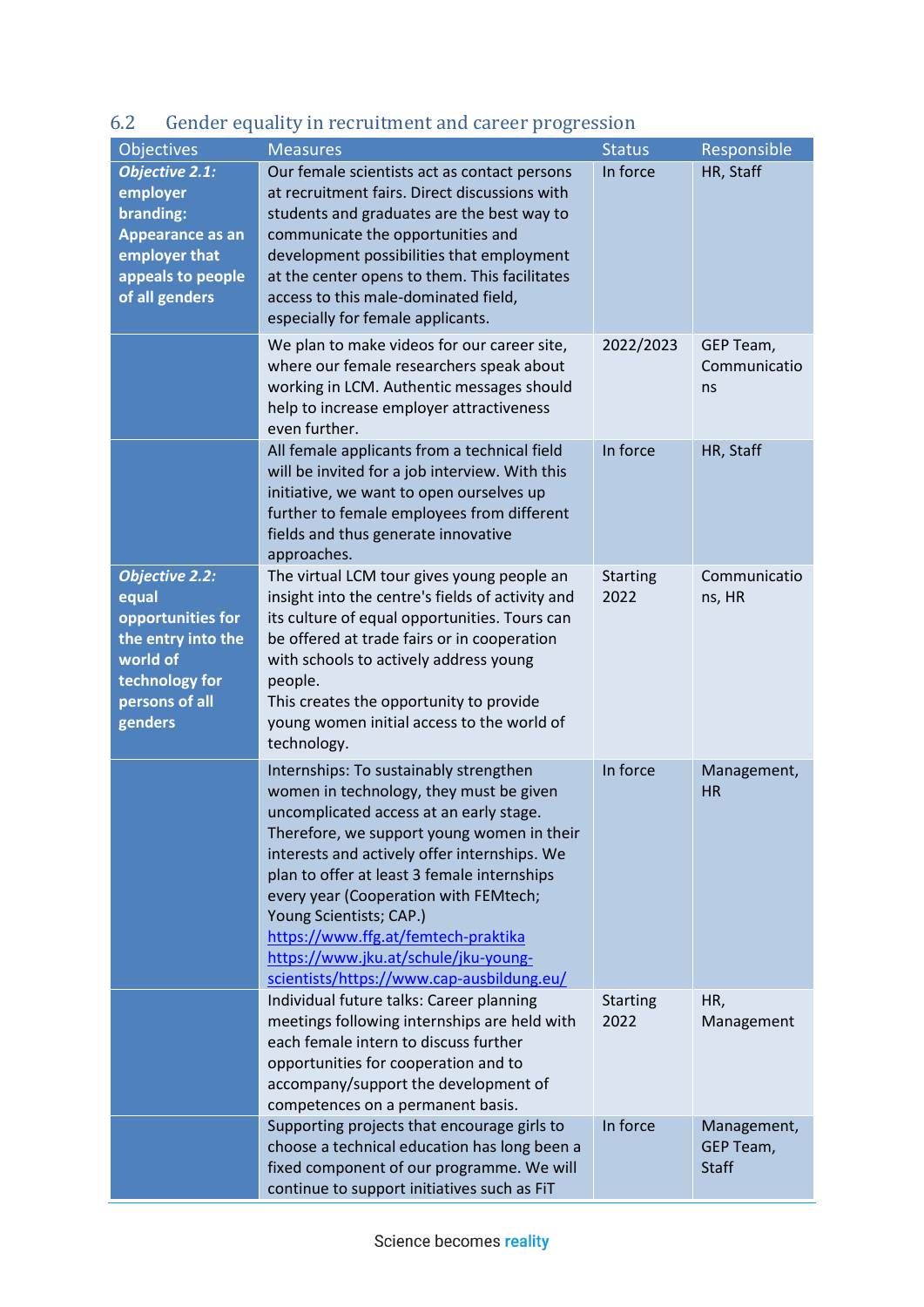## 6.2 Gender equality in recruitment and career progression

| Objectives | Measures | Status | Responsible |
|---|---|---|---|
| ***Objective 2.1:* employer branding: Appearance as an employer that appeals to people of all genders** | Our female scientists act as contact persons at recruitment fairs. Direct discussions with students and graduates are the best way to communicate the opportunities and development possibilities that employment at the center opens to them. This facilitates access to this male-dominated field, especially for female applicants. | In force | HR, Staff |
| | We plan to make videos for our career site, where our female researchers speak about working in LCM. Authentic messages should help to increase employer attractiveness even further. | 2022/2023 | GEP Team, Communications |
| | All female applicants from a technical field will be invited for a job interview. With this initiative, we want to open ourselves up further to female employees from different fields and thus generate innovative approaches. | In force | HR, Staff |
| ***Objective 2.2:* equal opportunities for the entry into the world of technology for persons of all genders** | The virtual LCM tour gives young people an insight into the centre's fields of activity and its culture of equal opportunities. Tours can be offered at trade fairs or in cooperation with schools to actively address young people.<br>This creates the opportunity to provide young women initial access to the world of technology. | Starting 2022 | Communications, HR |
| | Internships: To sustainably strengthen women in technology, they must be given uncomplicated access at an early stage. Therefore, we support young women in their interests and actively offer internships. We plan to offer at least 3 female internships every year (Cooperation with FEMtech; Young Scientists; CAP.)<br>https://www.ffg.at/femtech-praktika<br>https://www.jku.at/schule/jku-young-scientists/https://www.cap-ausbildung.eu/ | In force | Management, HR |
| | Individual future talks: Career planning meetings following internships are held with each female intern to discuss further opportunities for cooperation and to accompany/support the development of competences on a permanent basis. | Starting 2022 | HR, Management |
| | Supporting projects that encourage girls to choose a technical education has long been a fixed component of our programme. We will continue to support initiatives such as FiT | In force | Management, GEP Team, Staff |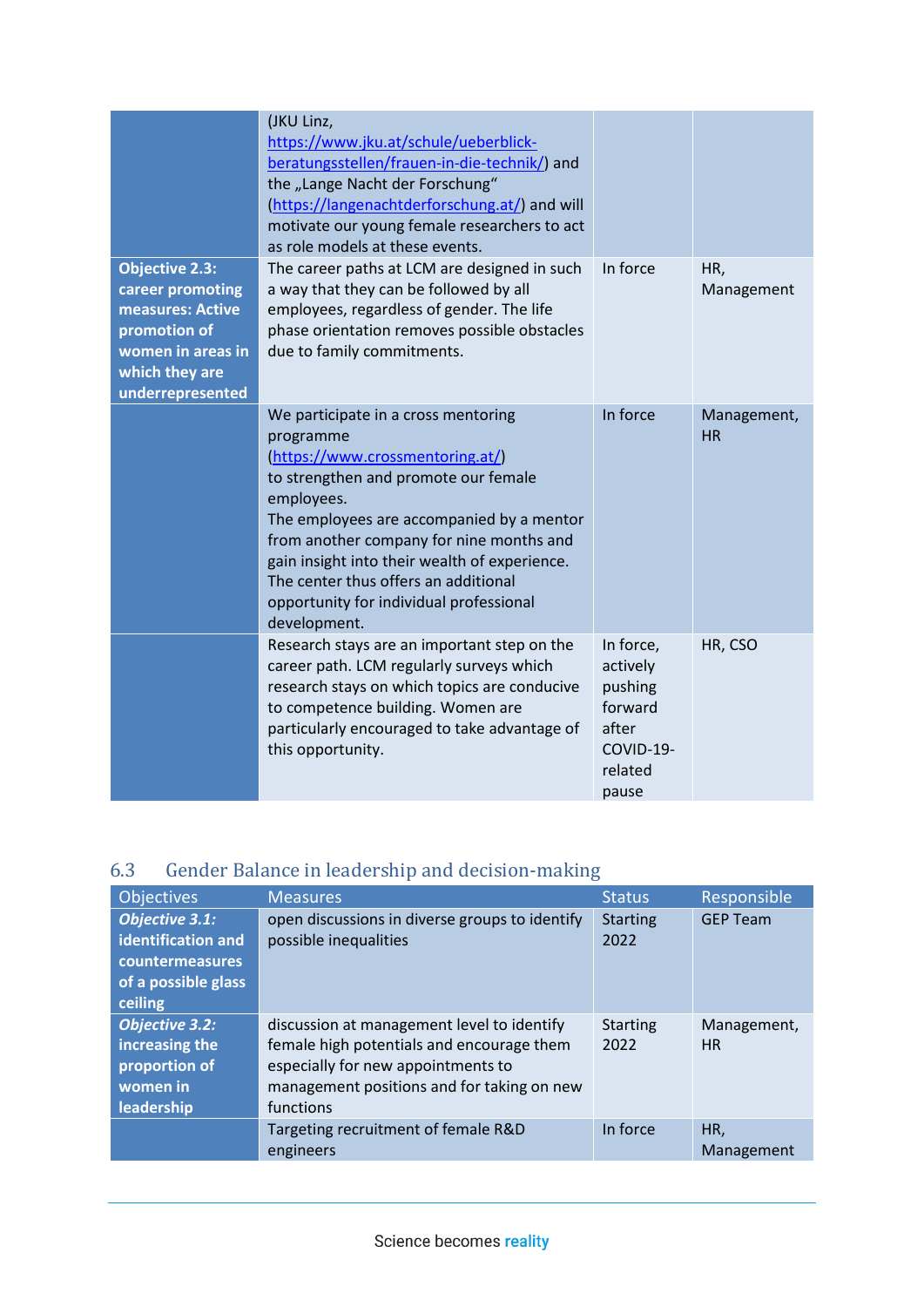| | | | |
|---|---|---|---|
| | (JKU Linz, https://www.jku.at/schule/ueberblick-beratungsstellen/frauen-in-die-technik/) and the „Lange Nacht der Forschung“ (https://langenachtderforschung.at/) and will motivate our young female researchers to act as role models at these events. | | |
| **Objective 2.3: career promoting measures: Active promotion of women in areas in which they are underrepresented** | The career paths at LCM are designed in such a way that they can be followed by all employees, regardless of gender. The life phase orientation removes possible obstacles due to family commitments. | In force | HR, Management |
| | We participate in a cross mentoring programme (https://www.crossmentoring.at/) to strengthen and promote our female employees. The employees are accompanied by a mentor from another company for nine months and gain insight into their wealth of experience. The center thus offers an additional opportunity for individual professional development. | In force | Management, HR |
| | Research stays are an important step on the career path. LCM regularly surveys which research stays on which topics are conducive to competence building. Women are particularly encouraged to take advantage of this opportunity. | In force, actively pushing forward after COVID-19-related pause | HR, CSO |

## 6.3 Gender Balance in leadership and decision-making

| Objectives | Measures | Status | Responsible |
|---|---|---|---|
| ***Objective 3.1:* identification and countermeasures of a possible glass ceiling** | open discussions in diverse groups to identify possible inequalities | Starting 2022 | GEP Team |
| ***Objective 3.2:* increasing the proportion of women in leadership** | discussion at management level to identify female high potentials and encourage them especially for new appointments to management positions and for taking on new functions | Starting 2022 | Management, HR |
| | Targeting recruitment of female R&D engineers | In force | HR, Management |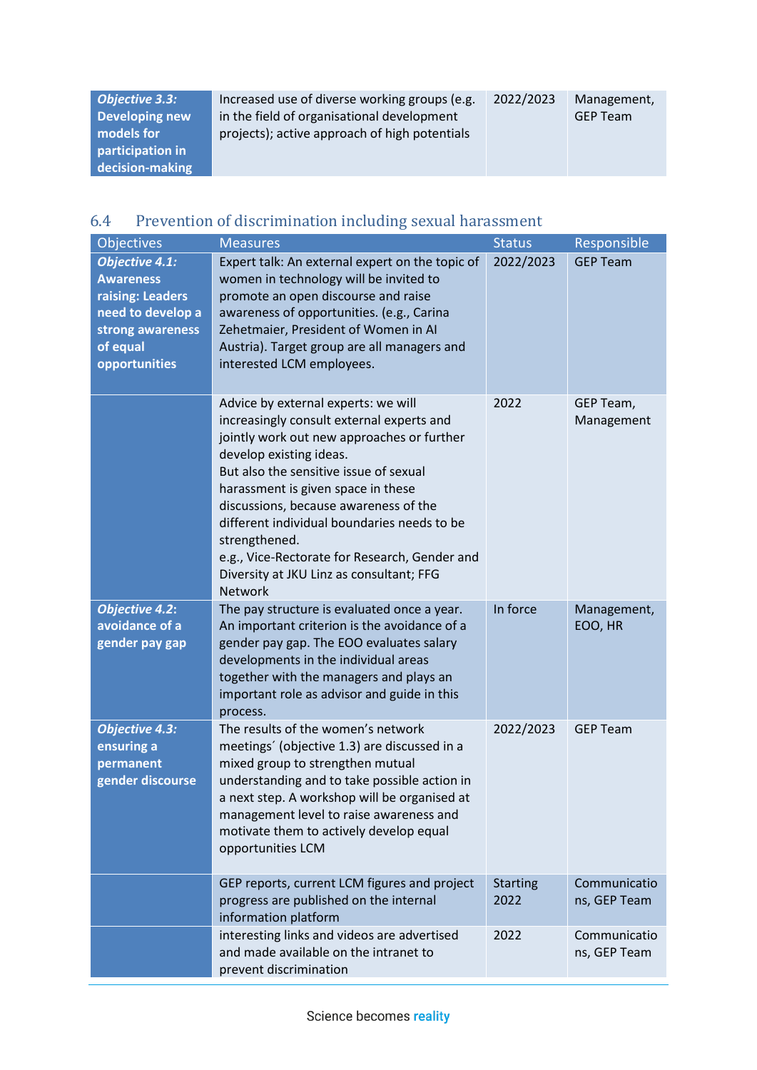| | | | |
|---|---|---|---|
| ***Objective 3.3:* Developing new models for participation in decision-making** | Increased use of diverse working groups (e.g. in the field of organisational development projects); active approach of high potentials | 2022/2023 | Management, GEP Team |

## 6.4 Prevention of discrimination including sexual harassment

| Objectives | Measures | Status | Responsible |
|---|---|---|---|
| ***Objective 4.1:* Awareness raising: Leaders need to develop a strong awareness of equal opportunities** | Expert talk: An external expert on the topic of women in technology will be invited to promote an open discourse and raise awareness of opportunities. (e.g., Carina Zehetmaier, President of Women in AI Austria). Target group are all managers and interested LCM employees. | 2022/2023 | GEP Team |
| | Advice by external experts: we will increasingly consult external experts and jointly work out new approaches or further develop existing ideas. But also the sensitive issue of sexual harassment is given space in these discussions, because awareness of the different individual boundaries needs to be strengthened. e.g., Vice-Rectorate for Research, Gender and Diversity at JKU Linz as consultant; FFG Network | 2022 | GEP Team, Management |
| ***Objective 4.2*: avoidance of a gender pay gap** | The pay structure is evaluated once a year. An important criterion is the avoidance of a gender pay gap. The EOO evaluates salary developments in the individual areas together with the managers and plays an important role as advisor and guide in this process. | In force | Management, EOO, HR |
| ***Objective 4.3:* ensuring a permanent gender discourse** | The results of the women's network meetings´ (objective 1.3) are discussed in a mixed group to strengthen mutual understanding and to take possible action in a next step. A workshop will be organised at management level to raise awareness and motivate them to actively develop equal opportunities LCM | 2022/2023 | GEP Team |
| | GEP reports, current LCM figures and project progress are published on the internal information platform | Starting 2022 | Communications, GEP Team |
| | interesting links and videos are advertised and made available on the intranet to prevent discrimination | 2022 | Communications, GEP Team |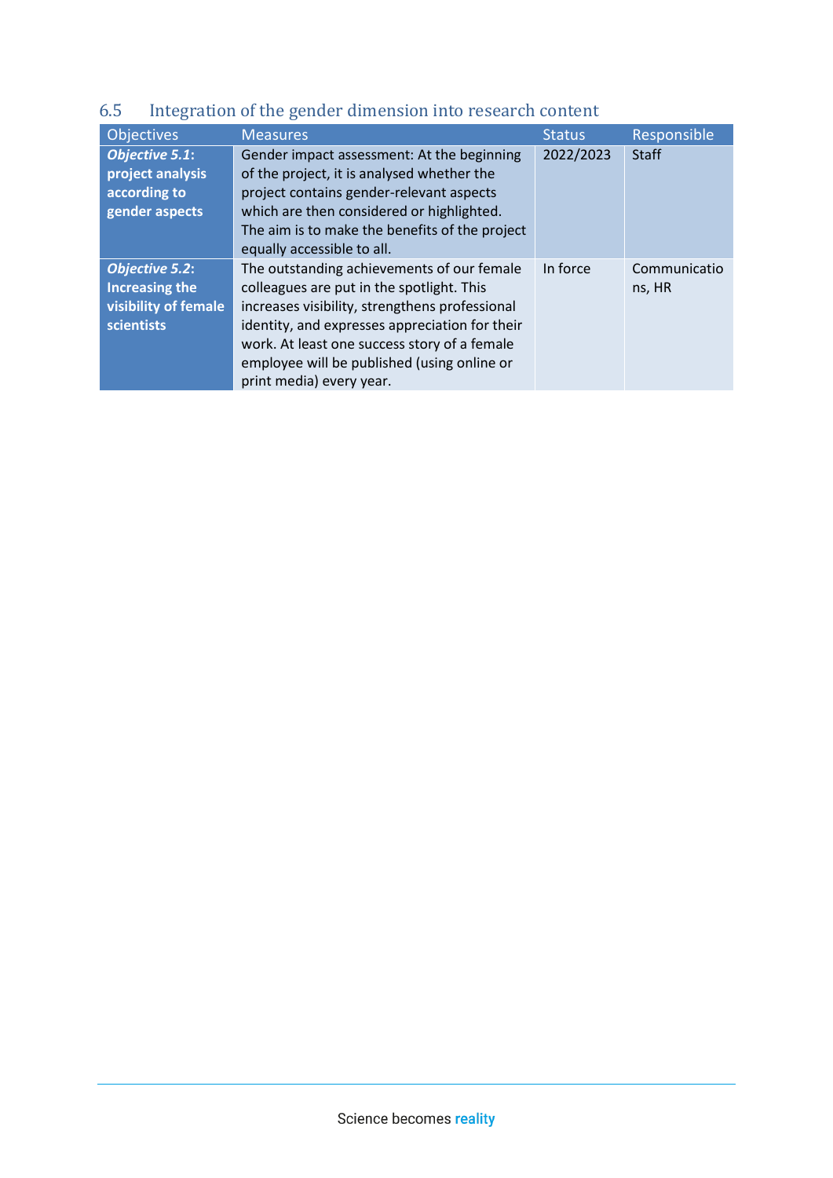## 6.5 Integration of the gender dimension into research content

| Objectives | Measures | Status | Responsible |
|---|---|---|---|
| ***Objective 5.1*: project analysis according to gender aspects** | Gender impact assessment: At the beginning of the project, it is analysed whether the project contains gender-relevant aspects which are then considered or highlighted. The aim is to make the benefits of the project equally accessible to all. | 2022/2023 | Staff |
| ***Objective 5.2*: Increasing the visibility of female scientists** | The outstanding achievements of our female colleagues are put in the spotlight. This increases visibility, strengthens professional identity, and expresses appreciation for their work. At least one success story of a female employee will be published (using online or print media) every year. | In force | Communications, HR |